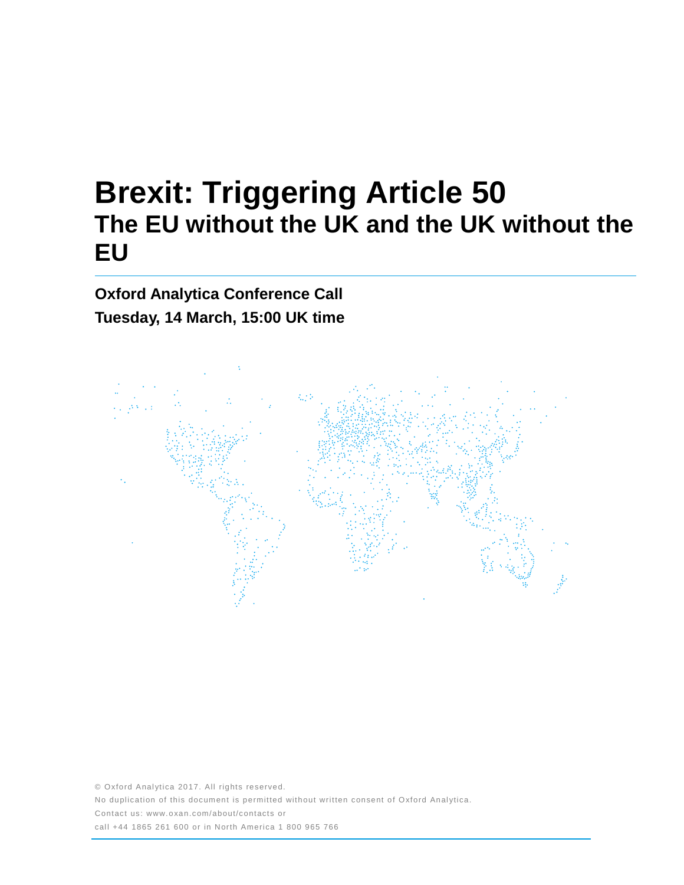# Brexit: Triggering Article 50

## The EU without the UK and the UK without the EU

**Oxford Analytica Conference Call**

**Tuesday, 14 March, 15:00 UK time**

© Oxford Analytica 2017. All rights reserved.

No duplication of this document is permitted without written consent of Oxford Analytica.

Contact us: www.oxan.com/about/contacts or

call +44 1865 261 600 or in North America 1 800 965 766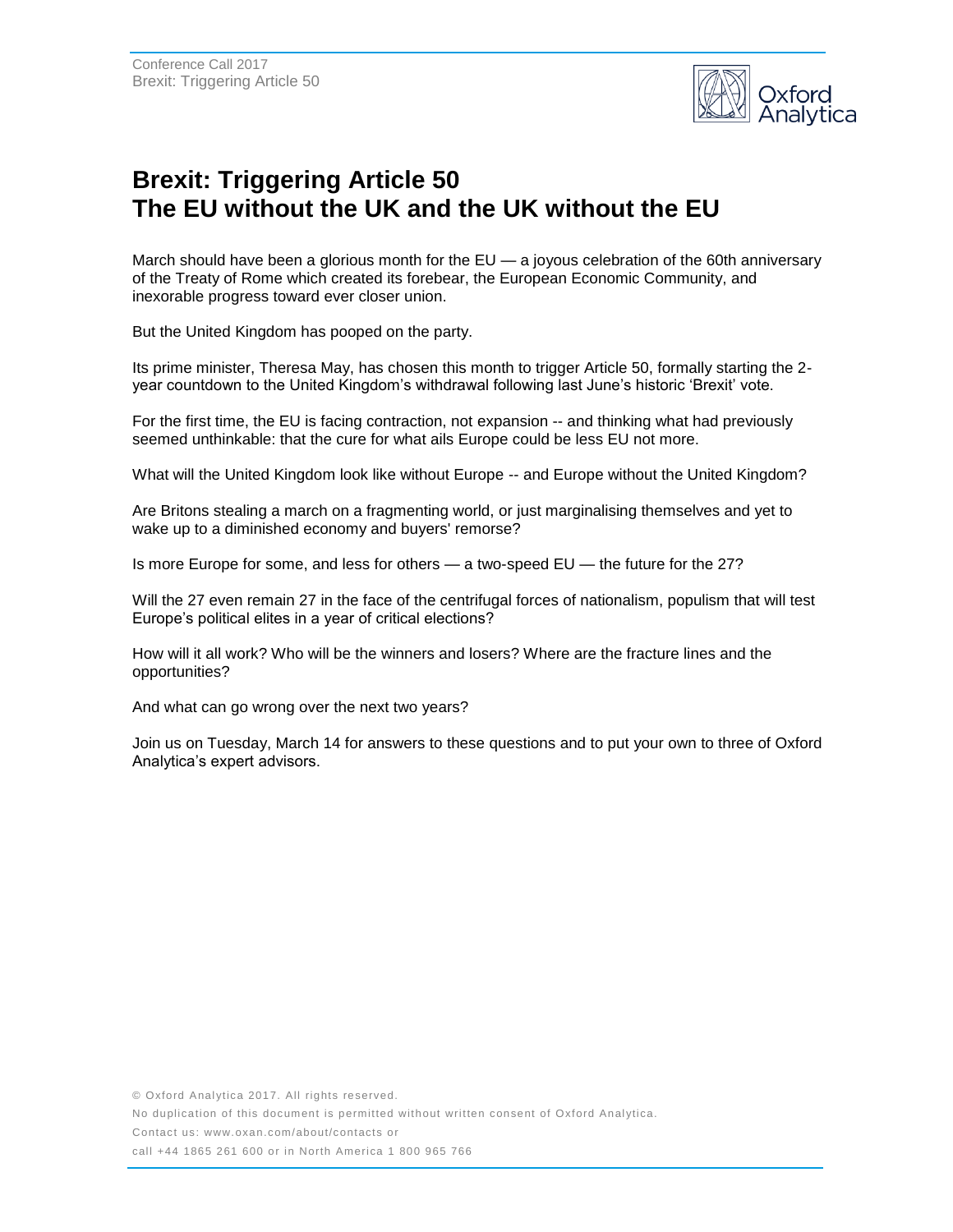# Brexit: Triggering Article 50
# The EU without the UK and the UK without the EU

March should have been a glorious month for the EU — a joyous celebration of the 60th anniversary of the Treaty of Rome which created its forebear, the European Economic Community, and inexorable progress toward ever closer union.

But the United Kingdom has pooped on the party.

Its prime minister, Theresa May, has chosen this month to trigger Article 50, formally starting the 2-year countdown to the United Kingdom's withdrawal following last June's historic 'Brexit' vote.

For the first time, the EU is facing contraction, not expansion -- and thinking what had previously seemed unthinkable: that the cure for what ails Europe could be less EU not more.

What will the United Kingdom look like without Europe -- and Europe without the United Kingdom?

Are Britons stealing a march on a fragmenting world, or just marginalising themselves and yet to wake up to a diminished economy and buyers' remorse?

Is more Europe for some, and less for others — a two-speed EU — the future for the 27?

Will the 27 even remain 27 in the face of the centrifugal forces of nationalism, populism that will test Europe's political elites in a year of critical elections?

How will it all work? Who will be the winners and losers? Where are the fracture lines and the opportunities?

And what can go wrong over the next two years?

Join us on Tuesday, March 14 for answers to these questions and to put your own to three of Oxford Analytica's expert advisors.

© Oxford Analytica 2017. All rights reserved.
No duplication of this document is permitted without written consent of Oxford Analytica.
Contact us: www.oxan.com/about/contacts or
call +44 1865 261 600 or in North America 1 800 965 766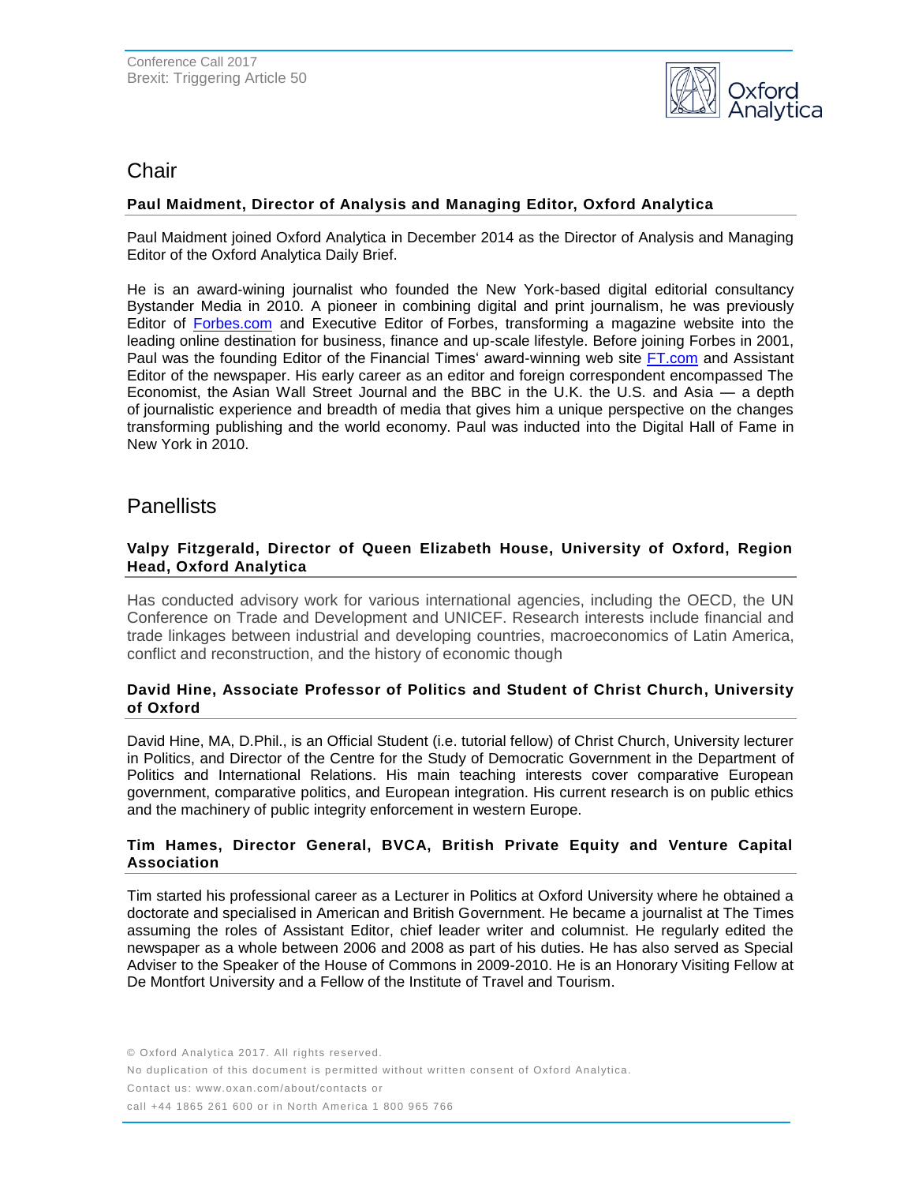## Chair

**Paul Maidment, Director of Analysis and Managing Editor, Oxford Analytica**

Paul Maidment joined Oxford Analytica in December 2014 as the Director of Analysis and Managing Editor of the Oxford Analytica Daily Brief.

He is an award-wining journalist who founded the New York-based digital editorial consultancy Bystander Media in 2010. A pioneer in combining digital and print journalism, he was previously Editor of Forbes.com and Executive Editor of Forbes, transforming a magazine website into the leading online destination for business, finance and up-scale lifestyle. Before joining Forbes in 2001, Paul was the founding Editor of the Financial Times' award-winning web site FT.com and Assistant Editor of the newspaper. His early career as an editor and foreign correspondent encompassed The Economist, the Asian Wall Street Journal and the BBC in the U.K. the U.S. and Asia — a depth of journalistic experience and breadth of media that gives him a unique perspective on the changes transforming publishing and the world economy. Paul was inducted into the Digital Hall of Fame in New York in 2010.

## Panellists

**Valpy Fitzgerald, Director of Queen Elizabeth House, University of Oxford, Region Head, Oxford Analytica**

Has conducted advisory work for various international agencies, including the OECD, the UN Conference on Trade and Development and UNICEF. Research interests include financial and trade linkages between industrial and developing countries, macroeconomics of Latin America, conflict and reconstruction, and the history of economic though

**David Hine, Associate Professor of Politics and Student of Christ Church, University of Oxford**

David Hine, MA, D.Phil., is an Official Student (i.e. tutorial fellow) of Christ Church, University lecturer in Politics, and Director of the Centre for the Study of Democratic Government in the Department of Politics and International Relations. His main teaching interests cover comparative European government, comparative politics, and European integration. His current research is on public ethics and the machinery of public integrity enforcement in western Europe.

**Tim Hames, Director General, BVCA, British Private Equity and Venture Capital Association**

Tim started his professional career as a Lecturer in Politics at Oxford University where he obtained a doctorate and specialised in American and British Government. He became a journalist at The Times assuming the roles of Assistant Editor, chief leader writer and columnist. He regularly edited the newspaper as a whole between 2006 and 2008 as part of his duties. He has also served as Special Adviser to the Speaker of the House of Commons in 2009-2010. He is an Honorary Visiting Fellow at De Montfort University and a Fellow of the Institute of Travel and Tourism.